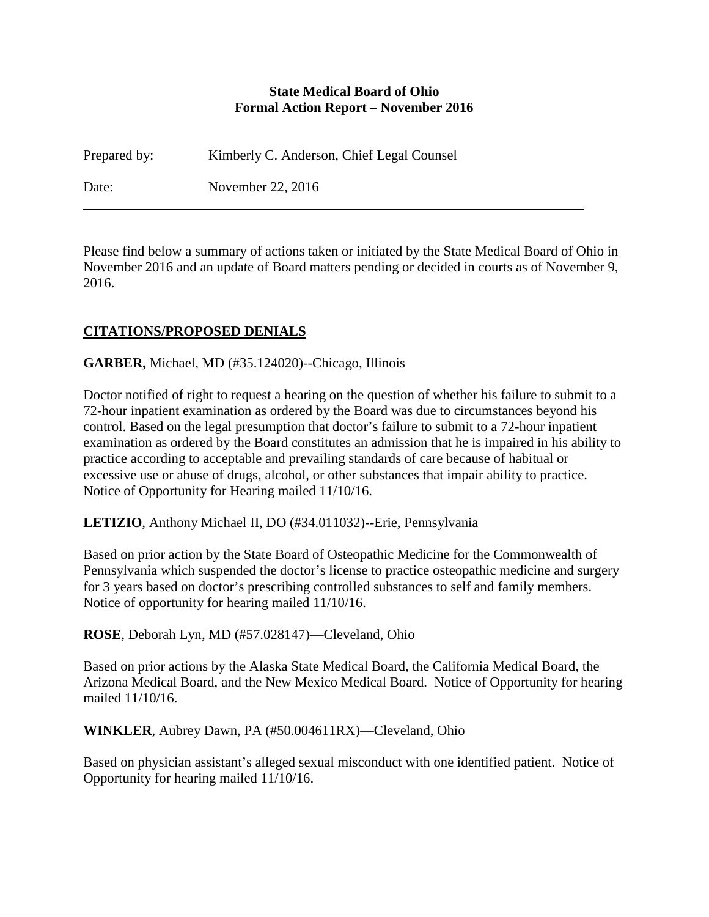**State Medical Board of Ohio**
**Formal Action Report – November 2016**

Prepared by: Kimberly C. Anderson, Chief Legal Counsel

Date: November 22, 2016

---

Please find below a summary of actions taken or initiated by the State Medical Board of Ohio in November 2016 and an update of Board matters pending or decided in courts as of November 9, 2016.

## CITATIONS/PROPOSED DENIALS

**GARBER,** Michael, MD (#35.124020)--Chicago, Illinois

Doctor notified of right to request a hearing on the question of whether his failure to submit to a 72-hour inpatient examination as ordered by the Board was due to circumstances beyond his control. Based on the legal presumption that doctor's failure to submit to a 72-hour inpatient examination as ordered by the Board constitutes an admission that he is impaired in his ability to practice according to acceptable and prevailing standards of care because of habitual or excessive use or abuse of drugs, alcohol, or other substances that impair ability to practice. Notice of Opportunity for Hearing mailed 11/10/16.

**LETIZIO**, Anthony Michael II, DO (#34.011032)--Erie, Pennsylvania

Based on prior action by the State Board of Osteopathic Medicine for the Commonwealth of Pennsylvania which suspended the doctor's license to practice osteopathic medicine and surgery for 3 years based on doctor's prescribing controlled substances to self and family members. Notice of opportunity for hearing mailed 11/10/16.

**ROSE**, Deborah Lyn, MD (#57.028147)—Cleveland, Ohio

Based on prior actions by the Alaska State Medical Board, the California Medical Board, the Arizona Medical Board, and the New Mexico Medical Board. Notice of Opportunity for hearing mailed 11/10/16.

**WINKLER**, Aubrey Dawn, PA (#50.004611RX)—Cleveland, Ohio

Based on physician assistant's alleged sexual misconduct with one identified patient. Notice of Opportunity for hearing mailed 11/10/16.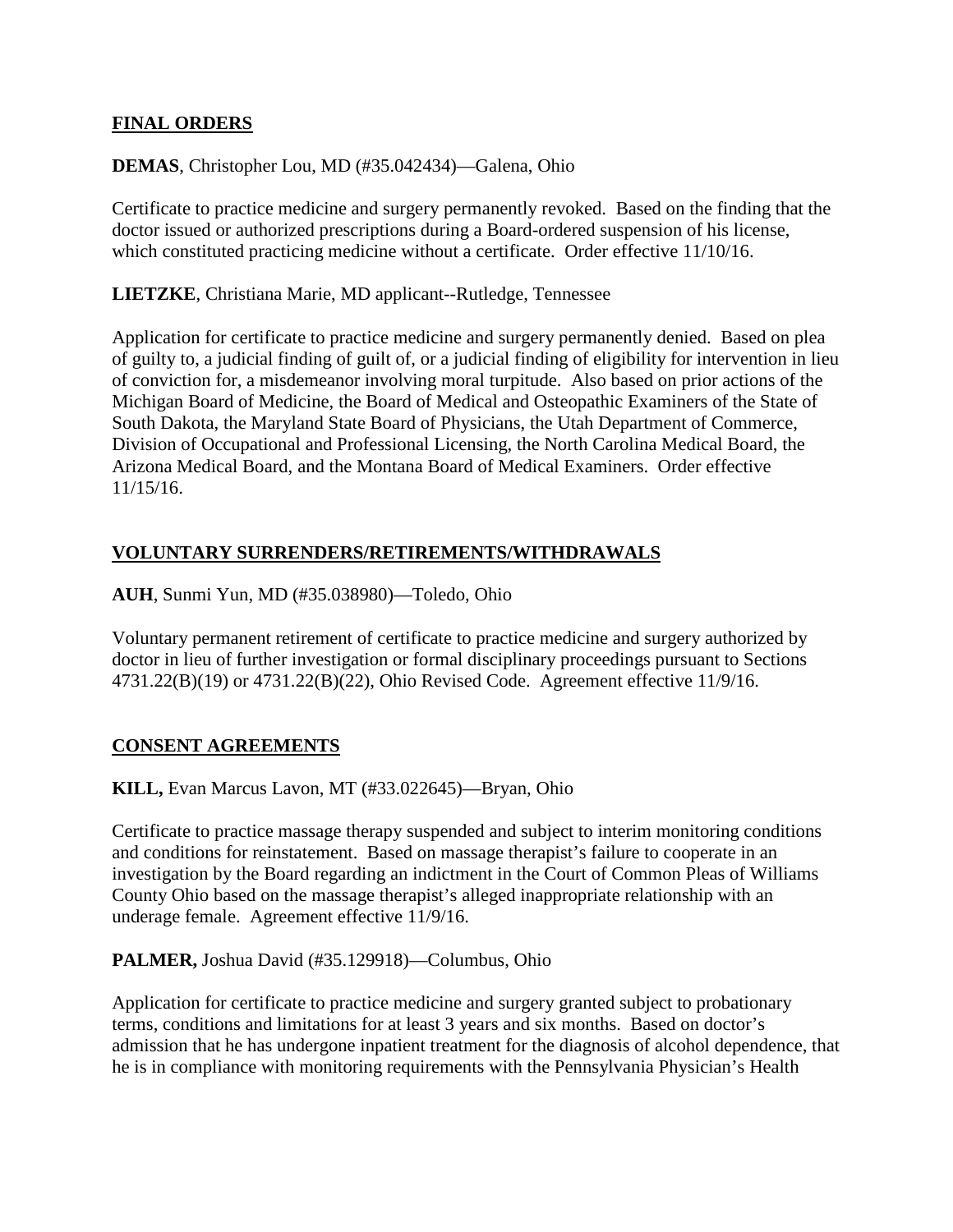## FINAL ORDERS

**DEMAS**, Christopher Lou, MD (#35.042434)—Galena, Ohio

Certificate to practice medicine and surgery permanently revoked. Based on the finding that the doctor issued or authorized prescriptions during a Board-ordered suspension of his license, which constituted practicing medicine without a certificate. Order effective 11/10/16.

**LIETZKE**, Christiana Marie, MD applicant--Rutledge, Tennessee

Application for certificate to practice medicine and surgery permanently denied. Based on plea of guilty to, a judicial finding of guilt of, or a judicial finding of eligibility for intervention in lieu of conviction for, a misdemeanor involving moral turpitude. Also based on prior actions of the Michigan Board of Medicine, the Board of Medical and Osteopathic Examiners of the State of South Dakota, the Maryland State Board of Physicians, the Utah Department of Commerce, Division of Occupational and Professional Licensing, the North Carolina Medical Board, the Arizona Medical Board, and the Montana Board of Medical Examiners. Order effective 11/15/16.

## VOLUNTARY SURRENDERS/RETIREMENTS/WITHDRAWALS

**AUH**, Sunmi Yun, MD (#35.038980)—Toledo, Ohio

Voluntary permanent retirement of certificate to practice medicine and surgery authorized by doctor in lieu of further investigation or formal disciplinary proceedings pursuant to Sections 4731.22(B)(19) or 4731.22(B)(22), Ohio Revised Code. Agreement effective 11/9/16.

## CONSENT AGREEMENTS

**KILL,** Evan Marcus Lavon, MT (#33.022645)—Bryan, Ohio

Certificate to practice massage therapy suspended and subject to interim monitoring conditions and conditions for reinstatement. Based on massage therapist's failure to cooperate in an investigation by the Board regarding an indictment in the Court of Common Pleas of Williams County Ohio based on the massage therapist's alleged inappropriate relationship with an underage female. Agreement effective 11/9/16.

**PALMER,** Joshua David (#35.129918)—Columbus, Ohio

Application for certificate to practice medicine and surgery granted subject to probationary terms, conditions and limitations for at least 3 years and six months. Based on doctor's admission that he has undergone inpatient treatment for the diagnosis of alcohol dependence, that he is in compliance with monitoring requirements with the Pennsylvania Physician's Health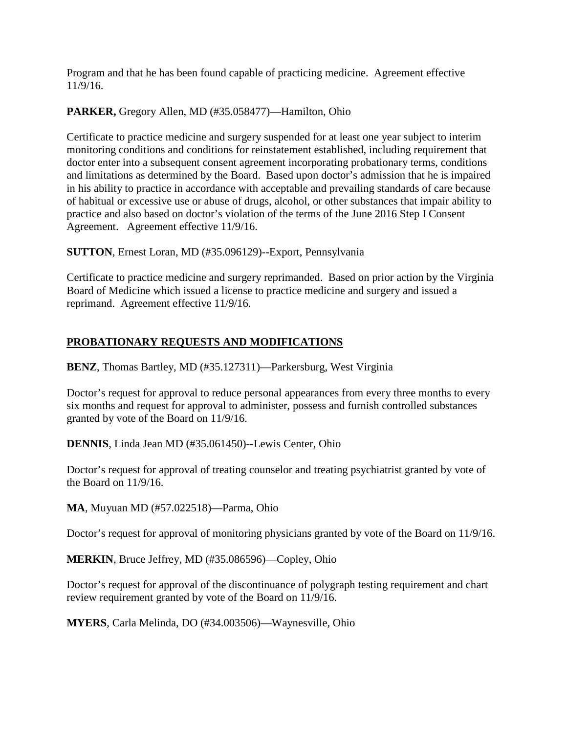Program and that he has been found capable of practicing medicine. Agreement effective 11/9/16.

**PARKER,** Gregory Allen, MD (#35.058477)—Hamilton, Ohio

Certificate to practice medicine and surgery suspended for at least one year subject to interim monitoring conditions and conditions for reinstatement established, including requirement that doctor enter into a subsequent consent agreement incorporating probationary terms, conditions and limitations as determined by the Board. Based upon doctor's admission that he is impaired in his ability to practice in accordance with acceptable and prevailing standards of care because of habitual or excessive use or abuse of drugs, alcohol, or other substances that impair ability to practice and also based on doctor's violation of the terms of the June 2016 Step I Consent Agreement. Agreement effective 11/9/16.

**SUTTON**, Ernest Loran, MD (#35.096129)--Export, Pennsylvania

Certificate to practice medicine and surgery reprimanded. Based on prior action by the Virginia Board of Medicine which issued a license to practice medicine and surgery and issued a reprimand. Agreement effective 11/9/16.

## PROBATIONARY REQUESTS AND MODIFICATIONS

**BENZ**, Thomas Bartley, MD (#35.127311)—Parkersburg, West Virginia

Doctor's request for approval to reduce personal appearances from every three months to every six months and request for approval to administer, possess and furnish controlled substances granted by vote of the Board on 11/9/16.

**DENNIS**, Linda Jean MD (#35.061450)--Lewis Center, Ohio

Doctor's request for approval of treating counselor and treating psychiatrist granted by vote of the Board on 11/9/16.

**MA**, Muyuan MD (#57.022518)—Parma, Ohio

Doctor's request for approval of monitoring physicians granted by vote of the Board on 11/9/16.

**MERKIN**, Bruce Jeffrey, MD (#35.086596)—Copley, Ohio

Doctor's request for approval of the discontinuance of polygraph testing requirement and chart review requirement granted by vote of the Board on 11/9/16.

**MYERS**, Carla Melinda, DO (#34.003506)—Waynesville, Ohio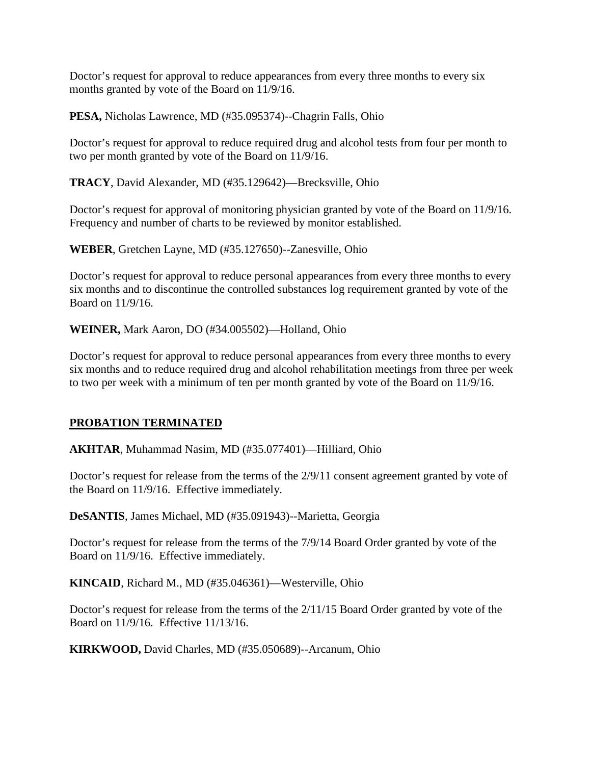Doctor's request for approval to reduce appearances from every three months to every six months granted by vote of the Board on 11/9/16.

**PESA,** Nicholas Lawrence, MD (#35.095374)--Chagrin Falls, Ohio

Doctor's request for approval to reduce required drug and alcohol tests from four per month to two per month granted by vote of the Board on 11/9/16.

**TRACY**, David Alexander, MD (#35.129642)—Brecksville, Ohio

Doctor's request for approval of monitoring physician granted by vote of the Board on 11/9/16. Frequency and number of charts to be reviewed by monitor established.

**WEBER**, Gretchen Layne, MD (#35.127650)--Zanesville, Ohio

Doctor's request for approval to reduce personal appearances from every three months to every six months and to discontinue the controlled substances log requirement granted by vote of the Board on 11/9/16.

**WEINER,** Mark Aaron, DO (#34.005502)—Holland, Ohio

Doctor's request for approval to reduce personal appearances from every three months to every six months and to reduce required drug and alcohol rehabilitation meetings from three per week to two per week with a minimum of ten per month granted by vote of the Board on 11/9/16.

## PROBATION TERMINATED

**AKHTAR**, Muhammad Nasim, MD (#35.077401)—Hilliard, Ohio

Doctor's request for release from the terms of the 2/9/11 consent agreement granted by vote of the Board on 11/9/16. Effective immediately.

**DeSANTIS**, James Michael, MD (#35.091943)--Marietta, Georgia

Doctor's request for release from the terms of the 7/9/14 Board Order granted by vote of the Board on 11/9/16. Effective immediately.

**KINCAID**, Richard M., MD (#35.046361)—Westerville, Ohio

Doctor's request for release from the terms of the 2/11/15 Board Order granted by vote of the Board on 11/9/16. Effective 11/13/16.

**KIRKWOOD,** David Charles, MD (#35.050689)--Arcanum, Ohio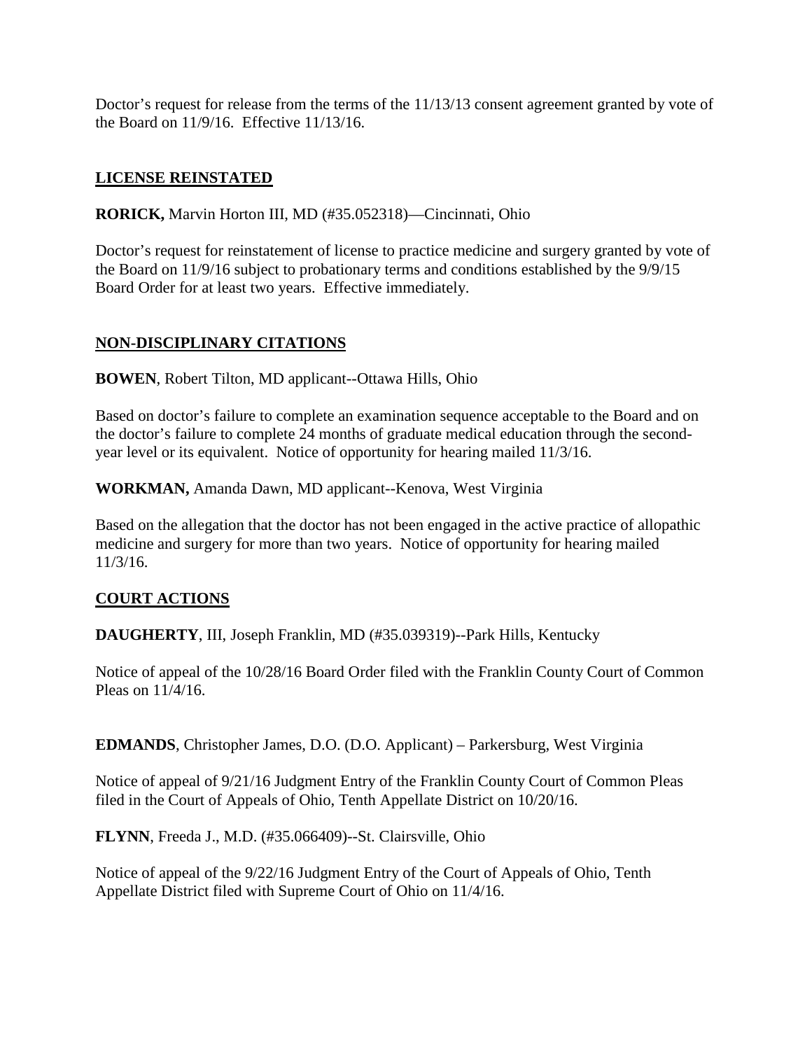Doctor's request for release from the terms of the 11/13/13 consent agreement granted by vote of the Board on 11/9/16. Effective 11/13/16.

## LICENSE REINSTATED

**RORICK,** Marvin Horton III, MD (#35.052318)—Cincinnati, Ohio

Doctor's request for reinstatement of license to practice medicine and surgery granted by vote of the Board on 11/9/16 subject to probationary terms and conditions established by the 9/9/15 Board Order for at least two years. Effective immediately.

## NON-DISCIPLINARY CITATIONS

**BOWEN**, Robert Tilton, MD applicant--Ottawa Hills, Ohio

Based on doctor's failure to complete an examination sequence acceptable to the Board and on the doctor's failure to complete 24 months of graduate medical education through the second-year level or its equivalent. Notice of opportunity for hearing mailed 11/3/16.

**WORKMAN,** Amanda Dawn, MD applicant--Kenova, West Virginia

Based on the allegation that the doctor has not been engaged in the active practice of allopathic medicine and surgery for more than two years. Notice of opportunity for hearing mailed 11/3/16.

## COURT ACTIONS

**DAUGHERTY**, III, Joseph Franklin, MD (#35.039319)--Park Hills, Kentucky

Notice of appeal of the 10/28/16 Board Order filed with the Franklin County Court of Common Pleas on 11/4/16.

**EDMANDS**, Christopher James, D.O. (D.O. Applicant) – Parkersburg, West Virginia

Notice of appeal of 9/21/16 Judgment Entry of the Franklin County Court of Common Pleas filed in the Court of Appeals of Ohio, Tenth Appellate District on 10/20/16.

**FLYNN**, Freeda J., M.D. (#35.066409)--St. Clairsville, Ohio

Notice of appeal of the 9/22/16 Judgment Entry of the Court of Appeals of Ohio, Tenth Appellate District filed with Supreme Court of Ohio on 11/4/16.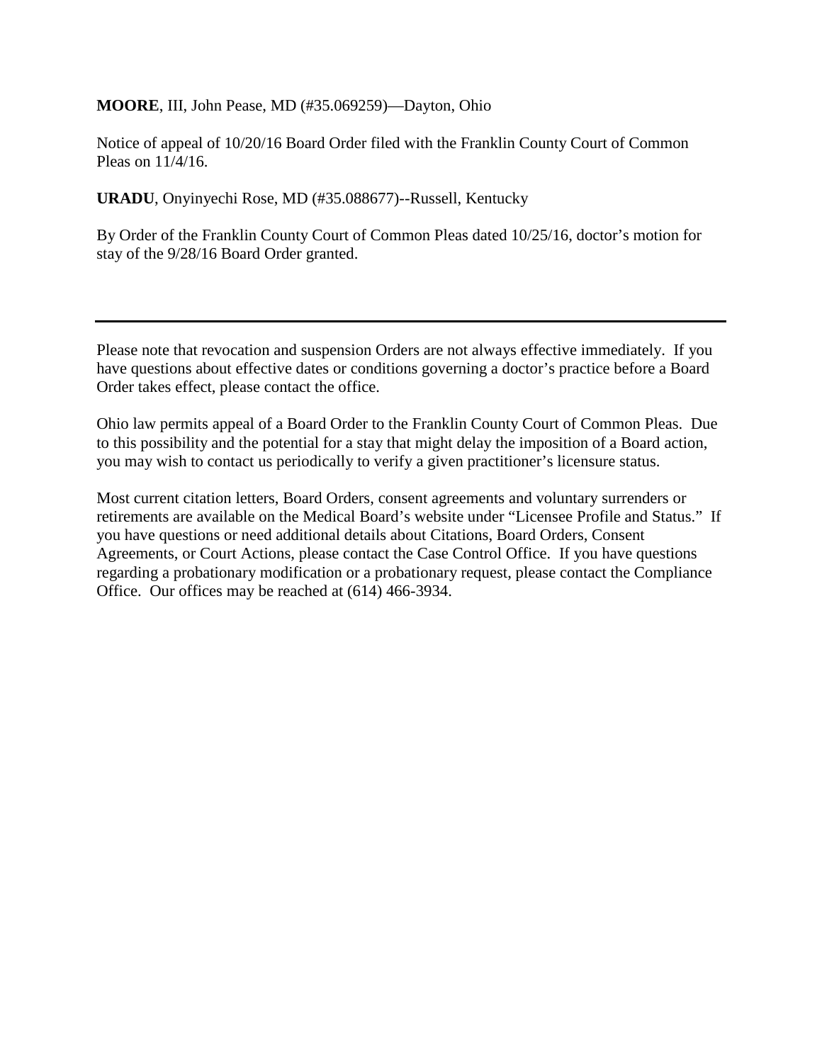**MOORE**, III, John Pease, MD (#35.069259)—Dayton, Ohio

Notice of appeal of 10/20/16 Board Order filed with the Franklin County Court of Common Pleas on 11/4/16.

**URADU**, Onyinyechi Rose, MD (#35.088677)--Russell, Kentucky

By Order of the Franklin County Court of Common Pleas dated 10/25/16, doctor's motion for stay of the 9/28/16 Board Order granted.

---

Please note that revocation and suspension Orders are not always effective immediately. If you have questions about effective dates or conditions governing a doctor's practice before a Board Order takes effect, please contact the office.

Ohio law permits appeal of a Board Order to the Franklin County Court of Common Pleas. Due to this possibility and the potential for a stay that might delay the imposition of a Board action, you may wish to contact us periodically to verify a given practitioner's licensure status.

Most current citation letters, Board Orders, consent agreements and voluntary surrenders or retirements are available on the Medical Board's website under "Licensee Profile and Status." If you have questions or need additional details about Citations, Board Orders, Consent Agreements, or Court Actions, please contact the Case Control Office. If you have questions regarding a probationary modification or a probationary request, please contact the Compliance Office. Our offices may be reached at (614) 466-3934.